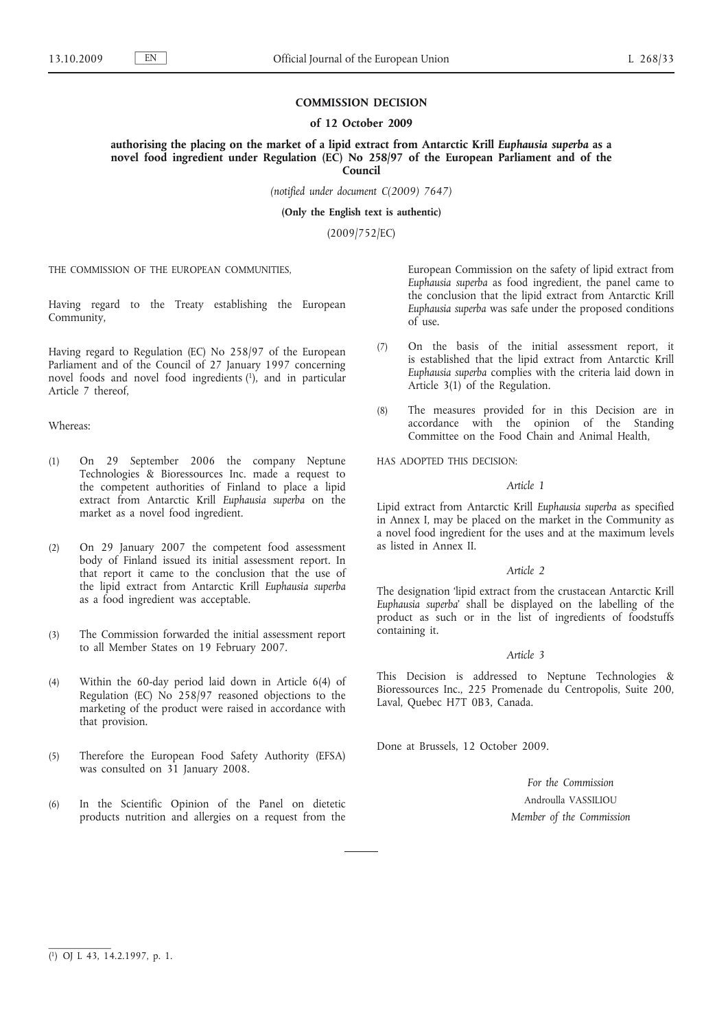# COMMISSION DECISION

## of 12 October 2009

## authorising the placing on the market of a lipid extract from Antarctic Krill *Euphausia superba* as a novel food ingredient under Regulation (EC) No 258/97 of the European Parliament and of the Council

*(notified under document C(2009) 7647)*

**(Only the English text is authentic)**

(2009/752/EC)

THE COMMISSION OF THE EUROPEAN COMMUNITIES,

Having regard to the Treaty establishing the European Community,

Having regard to Regulation (EC) No 258/97 of the European Parliament and of the Council of 27 January 1997 concerning novel foods and novel food ingredients [1], and in particular Article 7 thereof,

Whereas:

(1) On 29 September 2006 the company Neptune Technologies & Bioressources Inc. made a request to the competent authorities of Finland to place a lipid extract from Antarctic Krill *Euphausia superba* on the market as a novel food ingredient.

(2) On 29 January 2007 the competent food assessment body of Finland issued its initial assessment report. In that report it came to the conclusion that the use of the lipid extract from Antarctic Krill *Euphausia superba* as a food ingredient was acceptable.

(3) The Commission forwarded the initial assessment report to all Member States on 19 February 2007.

(4) Within the 60-day period laid down in Article 6(4) of Regulation (EC) No 258/97 reasoned objections to the marketing of the product were raised in accordance with that provision.

(5) Therefore the European Food Safety Authority (EFSA) was consulted on 31 January 2008.

(6) In the Scientific Opinion of the Panel on dietetic products nutrition and allergies on a request from the European Commission on the safety of lipid extract from *Euphausia superba* as food ingredient, the panel came to the conclusion that the lipid extract from Antarctic Krill *Euphausia superba* was safe under the proposed conditions of use.

(7) On the basis of the initial assessment report, it is established that the lipid extract from Antarctic Krill *Euphausia superba* complies with the criteria laid down in Article 3(1) of the Regulation.

(8) The measures provided for in this Decision are in accordance with the opinion of the Standing Committee on the Food Chain and Animal Health,

HAS ADOPTED THIS DECISION:

*Article 1*

Lipid extract from Antarctic Krill *Euphausia superba* as specified in Annex I, may be placed on the market in the Community as a novel food ingredient for the uses and at the maximum levels as listed in Annex II.

*Article 2*

The designation 'lipid extract from the crustacean Antarctic Krill *Euphausia superba*' shall be displayed on the labelling of the product as such or in the list of ingredients of foodstuffs containing it.

*Article 3*

This Decision is addressed to Neptune Technologies & Bioressources Inc., 225 Promenade du Centropolis, Suite 200, Laval, Quebec H7T 0B3, Canada.

Done at Brussels, 12 October 2009.

*For the Commission*

Androulla VASSILIOU

*Member of the Commission*

---

[1] OJ L 43, 14.2.1997, p. 1.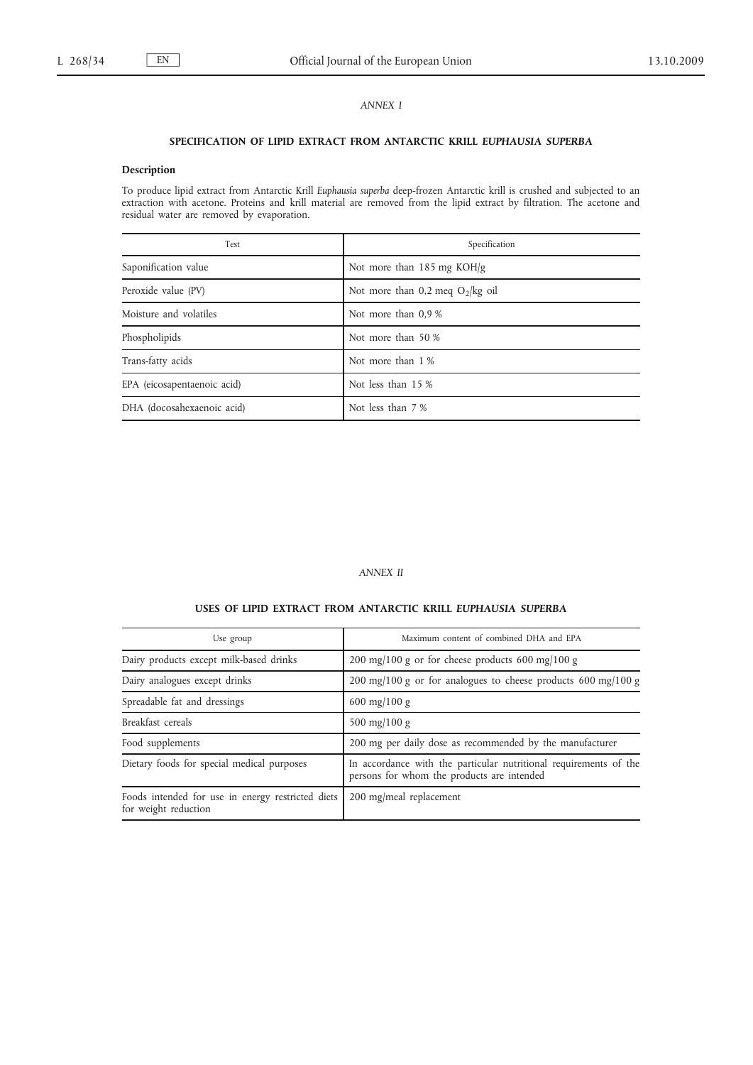*ANNEX I*

## SPECIFICATION OF LIPID EXTRACT FROM ANTARCTIC KRILL *EUPHAUSIA SUPERBA*

### Description

To produce lipid extract from Antarctic Krill *Euphausia superba* deep-frozen Antarctic krill is crushed and subjected to an extraction with acetone. Proteins and krill material are removed from the lipid extract by filtration. The acetone and residual water are removed by evaporation.

| Test | Specification |
|---|---|
| Saponification value | Not more than 185 mg KOH/g |
| Peroxide value (PV) | Not more than 0,2 meq $O_2$/kg oil |
| Moisture and volatiles | Not more than 0,9 % |
| Phospholipids | Not more than 50 % |
| Trans-fatty acids | Not more than 1 % |
| EPA (eicosapentaenoic acid) | Not less than 15 % |
| DHA (docosahexaenoic acid) | Not less than 7 % |

*ANNEX II*

## USES OF LIPID EXTRACT FROM ANTARCTIC KRILL *EUPHAUSIA SUPERBA*

| Use group | Maximum content of combined DHA and EPA |
|---|---|
| Dairy products except milk-based drinks | 200 mg/100 g or for cheese products 600 mg/100 g |
| Dairy analogues except drinks | 200 mg/100 g or for analogues to cheese products 600 mg/100 g |
| Spreadable fat and dressings | 600 mg/100 g |
| Breakfast cereals | 500 mg/100 g |
| Food supplements | 200 mg per daily dose as recommended by the manufacturer |
| Dietary foods for special medical purposes | In accordance with the particular nutritional requirements of the persons for whom the products are intended |
| Foods intended for use in energy restricted diets for weight reduction | 200 mg/meal replacement |